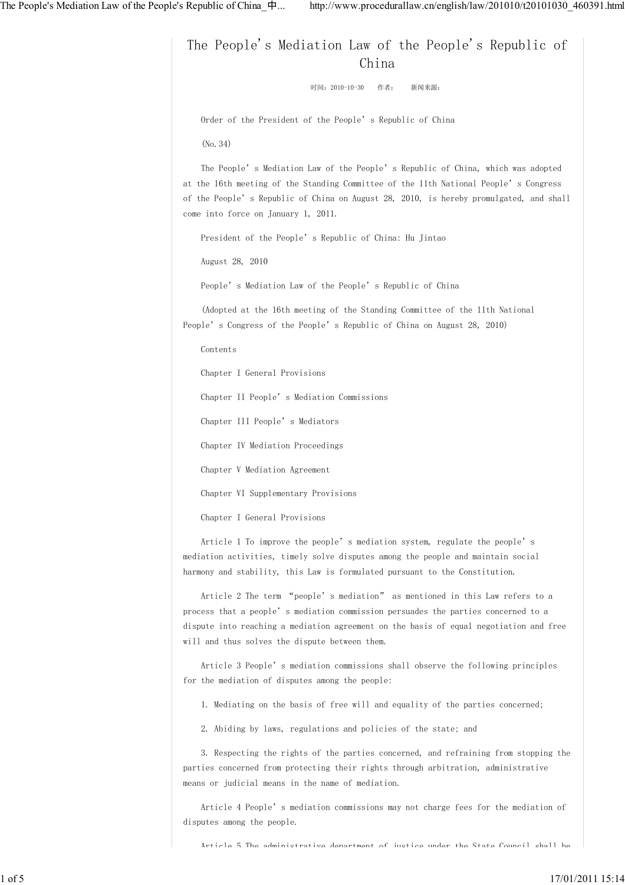# The People's Mediation Law of the People's Republic of China

时间：2010-10-30　　作者：　　新闻来源：

Order of the President of the People's Republic of China

(No.34)

The People's Mediation Law of the People's Republic of China, which was adopted at the 16th meeting of the Standing Committee of the 11th National People's Congress of the People's Republic of China on August 28, 2010, is hereby promulgated, and shall come into force on January 1, 2011.

President of the People's Republic of China: Hu Jintao

August 28, 2010

People's Mediation Law of the People's Republic of China

(Adopted at the 16th meeting of the Standing Committee of the 11th National People's Congress of the People's Republic of China on August 28, 2010)

Contents

Chapter I General Provisions

Chapter II People's Mediation Commissions

Chapter III People's Mediators

Chapter IV Mediation Proceedings

Chapter V Mediation Agreement

Chapter VI Supplementary Provisions

## Chapter I General Provisions

Article 1 To improve the people's mediation system, regulate the people's mediation activities, timely solve disputes among the people and maintain social harmony and stability, this Law is formulated pursuant to the Constitution.

Article 2 The term "people's mediation" as mentioned in this Law refers to a process that a people's mediation commission persuades the parties concerned to a dispute into reaching a mediation agreement on the basis of equal negotiation and free will and thus solves the dispute between them.

Article 3 People's mediation commissions shall observe the following principles for the mediation of disputes among the people:

1. Mediating on the basis of free will and equality of the parties concerned;

2. Abiding by laws, regulations and policies of the state; and

3. Respecting the rights of the parties concerned, and refraining from stopping the parties concerned from protecting their rights through arbitration, administrative means or judicial means in the name of mediation.

Article 4 People's mediation commissions may not charge fees for the mediation of disputes among the people.

Article 5 The administrative department of justice under the State Council shall be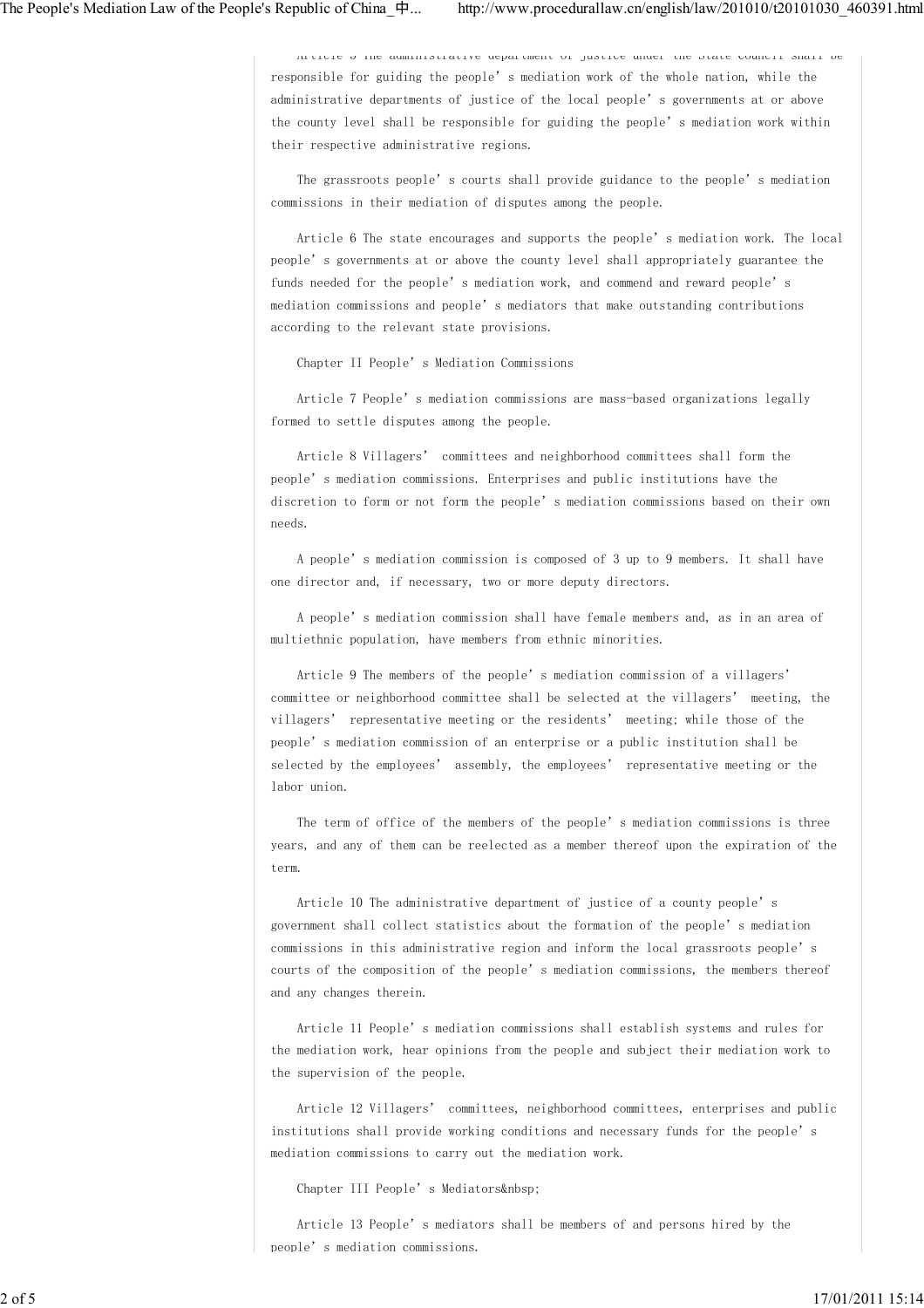Article 5 The administrative department of justice under the State Council shall be responsible for guiding the people's mediation work of the whole nation, while the administrative departments of justice of the local people's governments at or above the county level shall be responsible for guiding the people's mediation work within their respective administrative regions.

The grassroots people's courts shall provide guidance to the people's mediation commissions in their mediation of disputes among the people.

Article 6 The state encourages and supports the people's mediation work. The local people's governments at or above the county level shall appropriately guarantee the funds needed for the people's mediation work, and commend and reward people's mediation commissions and people's mediators that make outstanding contributions according to the relevant state provisions.

Chapter II People's Mediation Commissions

Article 7 People's mediation commissions are mass-based organizations legally formed to settle disputes among the people.

Article 8 Villagers' committees and neighborhood committees shall form the people's mediation commissions. Enterprises and public institutions have the discretion to form or not form the people's mediation commissions based on their own needs.

A people's mediation commission is composed of 3 up to 9 members. It shall have one director and, if necessary, two or more deputy directors.

A people's mediation commission shall have female members and, as in an area of multiethnic population, have members from ethnic minorities.

Article 9 The members of the people's mediation commission of a villagers' committee or neighborhood committee shall be selected at the villagers' meeting, the villagers' representative meeting or the residents' meeting; while those of the people's mediation commission of an enterprise or a public institution shall be selected by the employees' assembly, the employees' representative meeting or the labor union.

The term of office of the members of the people's mediation commissions is three years, and any of them can be reelected as a member thereof upon the expiration of the term.

Article 10 The administrative department of justice of a county people's government shall collect statistics about the formation of the people's mediation commissions in this administrative region and inform the local grassroots people's courts of the composition of the people's mediation commissions, the members thereof and any changes therein.

Article 11 People's mediation commissions shall establish systems and rules for the mediation work, hear opinions from the people and subject their mediation work to the supervision of the people.

Article 12 Villagers' committees, neighborhood committees, enterprises and public institutions shall provide working conditions and necessary funds for the people's mediation commissions to carry out the mediation work.

Chapter III People's Mediators&nbsp;

Article 13 People's mediators shall be members of and persons hired by the people's mediation commissions.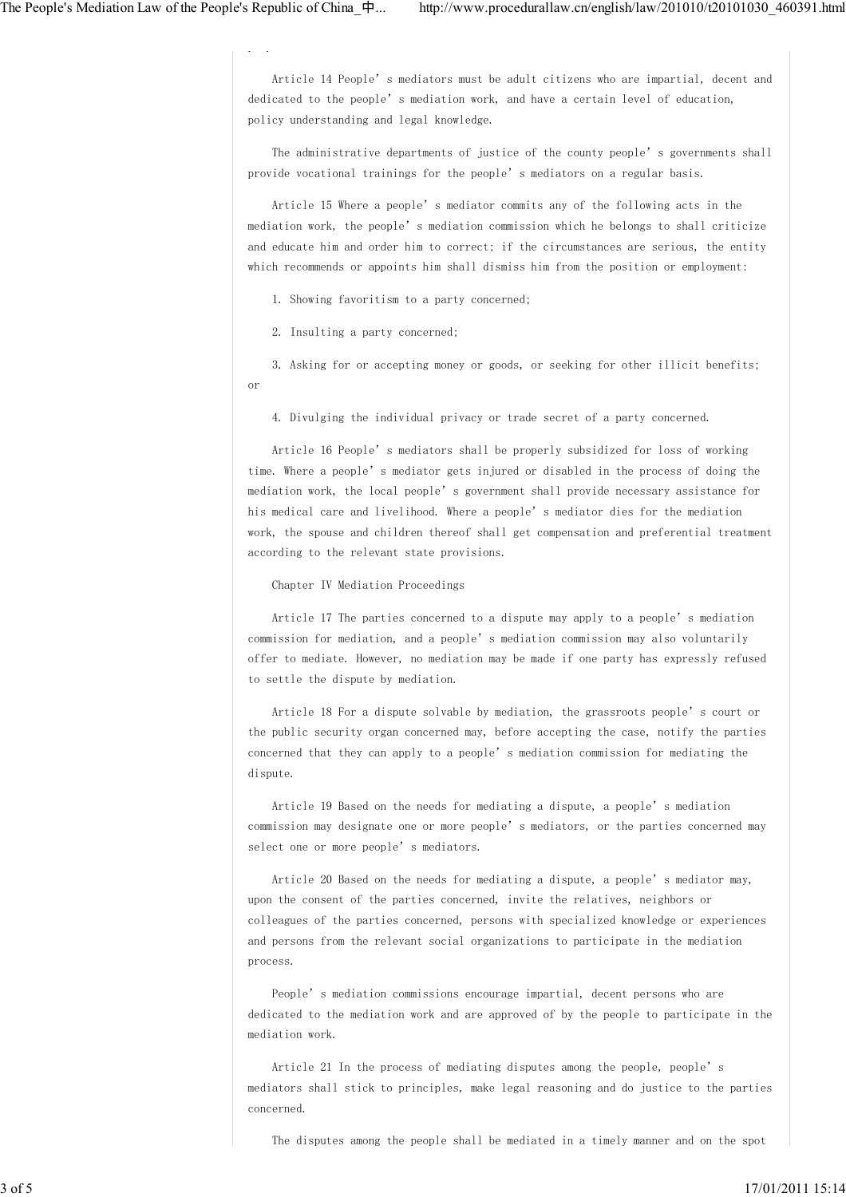Article 14 People's mediators must be adult citizens who are impartial, decent and dedicated to the people's mediation work, and have a certain level of education, policy understanding and legal knowledge.

The administrative departments of justice of the county people's governments shall provide vocational trainings for the people's mediators on a regular basis.

Article 15 Where a people's mediator commits any of the following acts in the mediation work, the people's mediation commission which he belongs to shall criticize and educate him and order him to correct; if the circumstances are serious, the entity which recommends or appoints him shall dismiss him from the position or employment:

1. Showing favoritism to a party concerned;

2. Insulting a party concerned;

3. Asking for or accepting money or goods, or seeking for other illicit benefits; or

4. Divulging the individual privacy or trade secret of a party concerned.

Article 16 People's mediators shall be properly subsidized for loss of working time. Where a people's mediator gets injured or disabled in the process of doing the mediation work, the local people's government shall provide necessary assistance for his medical care and livelihood. Where a people's mediator dies for the mediation work, the spouse and children thereof shall get compensation and preferential treatment according to the relevant state provisions.

## Chapter IV Mediation Proceedings

Article 17 The parties concerned to a dispute may apply to a people's mediation commission for mediation, and a people's mediation commission may also voluntarily offer to mediate. However, no mediation may be made if one party has expressly refused to settle the dispute by mediation.

Article 18 For a dispute solvable by mediation, the grassroots people's court or the public security organ concerned may, before accepting the case, notify the parties concerned that they can apply to a people's mediation commission for mediating the dispute.

Article 19 Based on the needs for mediating a dispute, a people's mediation commission may designate one or more people's mediators, or the parties concerned may select one or more people's mediators.

Article 20 Based on the needs for mediating a dispute, a people's mediator may, upon the consent of the parties concerned, invite the relatives, neighbors or colleagues of the parties concerned, persons with specialized knowledge or experiences and persons from the relevant social organizations to participate in the mediation process.

People's mediation commissions encourage impartial, decent persons who are dedicated to the mediation work and are approved of by the people to participate in the mediation work.

Article 21 In the process of mediating disputes among the people, people's mediators shall stick to principles, make legal reasoning and do justice to the parties concerned.

The disputes among the people shall be mediated in a timely manner and on the spot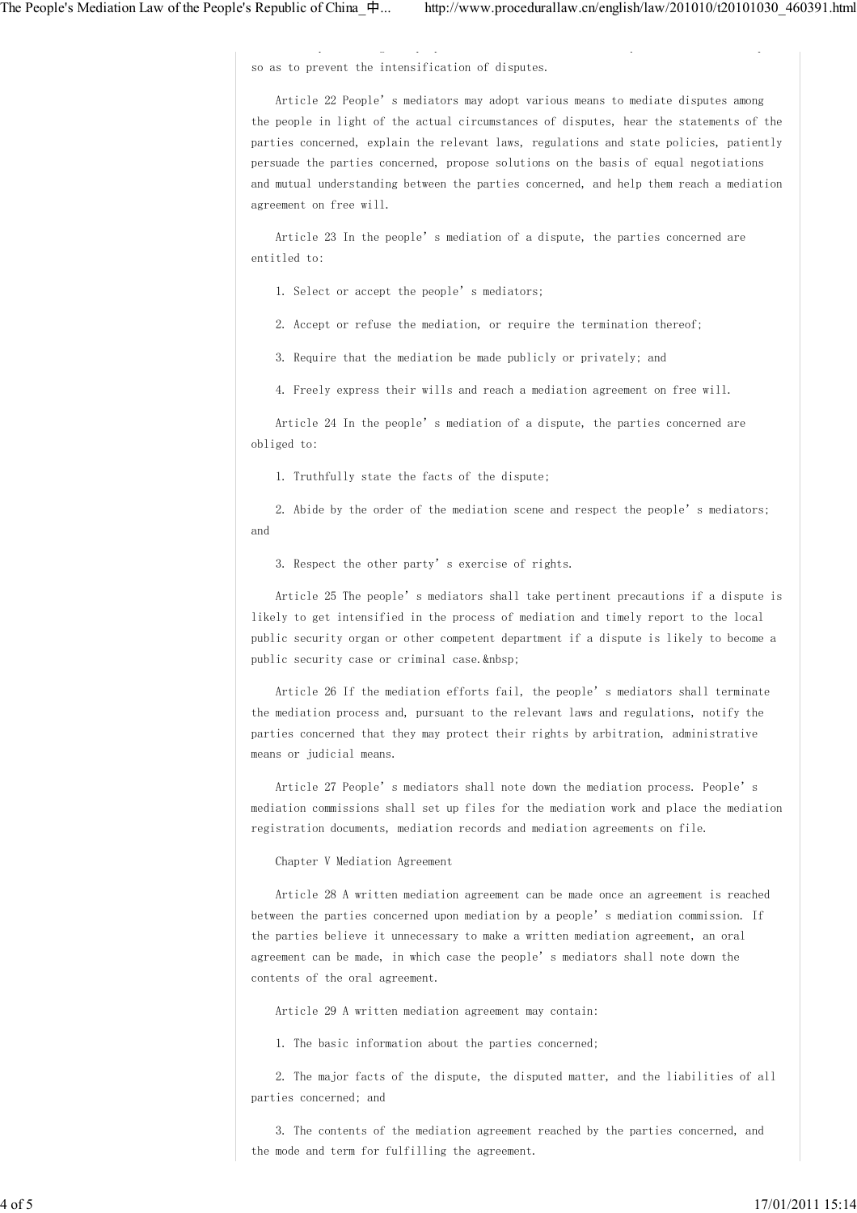so as to prevent the intensification of disputes.

Article 22 People's mediators may adopt various means to mediate disputes among the people in light of the actual circumstances of disputes, hear the statements of the parties concerned, explain the relevant laws, regulations and state policies, patiently persuade the parties concerned, propose solutions on the basis of equal negotiations and mutual understanding between the parties concerned, and help them reach a mediation agreement on free will.

Article 23 In the people's mediation of a dispute, the parties concerned are entitled to:

1. Select or accept the people's mediators;

2. Accept or refuse the mediation, or require the termination thereof;

3. Require that the mediation be made publicly or privately; and

4. Freely express their wills and reach a mediation agreement on free will.

Article 24 In the people's mediation of a dispute, the parties concerned are obliged to:

1. Truthfully state the facts of the dispute;

2. Abide by the order of the mediation scene and respect the people's mediators; and

3. Respect the other party's exercise of rights.

Article 25 The people's mediators shall take pertinent precautions if a dispute is likely to get intensified in the process of mediation and timely report to the local public security organ or other competent department if a dispute is likely to become a public security case or criminal case.&nbsp;

Article 26 If the mediation efforts fail, the people's mediators shall terminate the mediation process and, pursuant to the relevant laws and regulations, notify the parties concerned that they may protect their rights by arbitration, administrative means or judicial means.

Article 27 People's mediators shall note down the mediation process. People's mediation commissions shall set up files for the mediation work and place the mediation registration documents, mediation records and mediation agreements on file.

## Chapter V Mediation Agreement

Article 28 A written mediation agreement can be made once an agreement is reached between the parties concerned upon mediation by a people's mediation commission. If the parties believe it unnecessary to make a written mediation agreement, an oral agreement can be made, in which case the people's mediators shall note down the contents of the oral agreement.

Article 29 A written mediation agreement may contain:

1. The basic information about the parties concerned;

2. The major facts of the dispute, the disputed matter, and the liabilities of all parties concerned; and

3. The contents of the mediation agreement reached by the parties concerned, and the mode and term for fulfilling the agreement.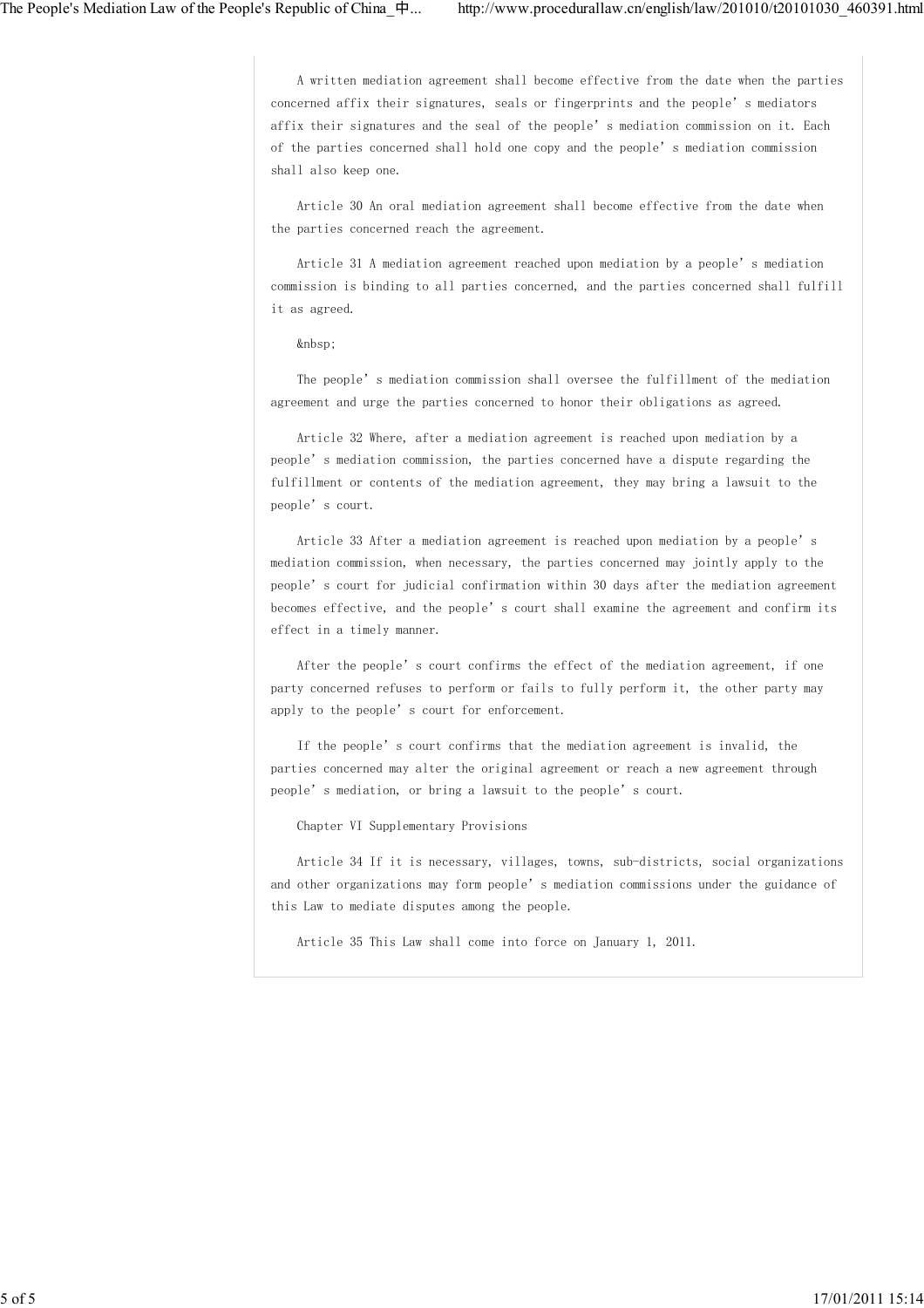A written mediation agreement shall become effective from the date when the parties concerned affix their signatures, seals or fingerprints and the people' s mediators affix their signatures and the seal of the people' s mediation commission on it. Each of the parties concerned shall hold one copy and the people' s mediation commission shall also keep one.

Article 30 An oral mediation agreement shall become effective from the date when the parties concerned reach the agreement.

Article 31 A mediation agreement reached upon mediation by a people' s mediation commission is binding to all parties concerned, and the parties concerned shall fulfill it as agreed.

&nbsp;

The people' s mediation commission shall oversee the fulfillment of the mediation agreement and urge the parties concerned to honor their obligations as agreed.

Article 32 Where, after a mediation agreement is reached upon mediation by a people' s mediation commission, the parties concerned have a dispute regarding the fulfillment or contents of the mediation agreement, they may bring a lawsuit to the people' s court.

Article 33 After a mediation agreement is reached upon mediation by a people' s mediation commission, when necessary, the parties concerned may jointly apply to the people' s court for judicial confirmation within 30 days after the mediation agreement becomes effective, and the people' s court shall examine the agreement and confirm its effect in a timely manner.

After the people' s court confirms the effect of the mediation agreement, if one party concerned refuses to perform or fails to fully perform it, the other party may apply to the people' s court for enforcement.

If the people' s court confirms that the mediation agreement is invalid, the parties concerned may alter the original agreement or reach a new agreement through people' s mediation, or bring a lawsuit to the people' s court.

## Chapter VI Supplementary Provisions

Article 34 If it is necessary, villages, towns, sub-districts, social organizations and other organizations may form people' s mediation commissions under the guidance of this Law to mediate disputes among the people.

Article 35 This Law shall come into force on January 1, 2011.